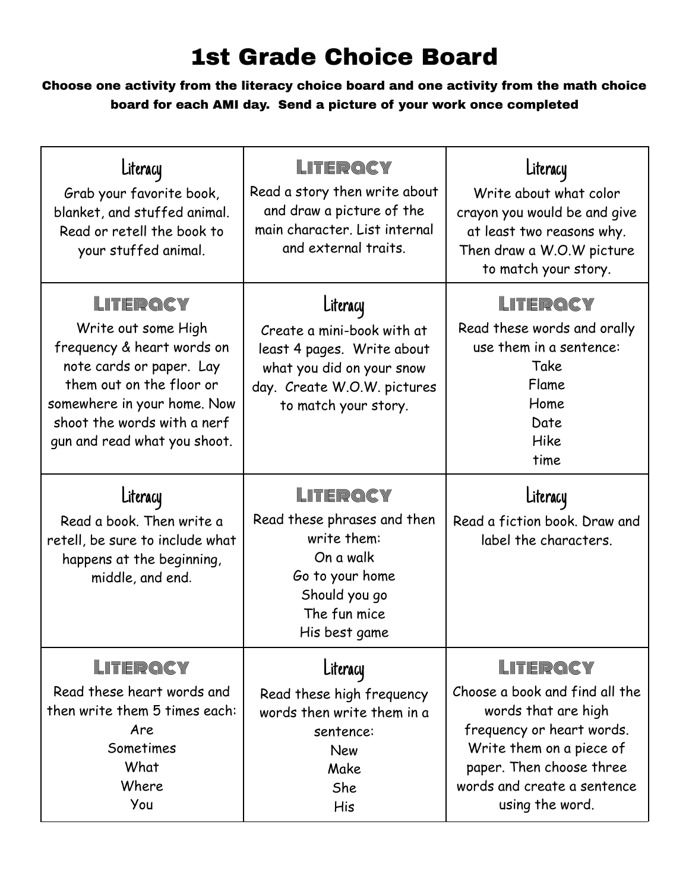# 1st Grade Choice Board

**Choose one activity from the literacy choice board and one activity from the math choice board for each AMI day. Send a picture of your work once completed**

| | | |
|---|---|---|
| **Literacy**<br>Grab your favorite book, blanket, and stuffed animal. Read or retell the book to your stuffed animal. | **Literacy**<br>Read a story then write about and draw a picture of the main character. List internal and external traits. | **Literacy**<br>Write about what color crayon you would be and give at least two reasons why. Then draw a W.O.W picture to match your story. |
| **Literacy**<br>Write out some High frequency & heart words on note cards or paper. Lay them out on the floor or somewhere in your home. Now shoot the words with a nerf gun and read what you shoot. | **Literacy**<br>Create a mini-book with at least 4 pages. Write about what you did on your snow day. Create W.O.W. pictures to match your story. | **Literacy**<br>Read these words and orally use them in a sentence:<br>Take<br>Flame<br>Home<br>Date<br>Hike<br>time |
| **Literacy**<br>Read a book. Then write a retell, be sure to include what happens at the beginning, middle, and end. | **Literacy**<br>Read these phrases and then write them:<br>On a walk<br>Go to your home<br>Should you go<br>The fun mice<br>His best game | **Literacy**<br>Read a fiction book. Draw and label the characters. |
| **Literacy**<br>Read these heart words and then write them 5 times each:<br>Are<br>Sometimes<br>What<br>Where<br>You | **Literacy**<br>Read these high frequency words then write them in a sentence:<br>New<br>Make<br>She<br>His | **Literacy**<br>Choose a book and find all the words that are high frequency or heart words. Write them on a piece of paper. Then choose three words and create a sentence using the word. |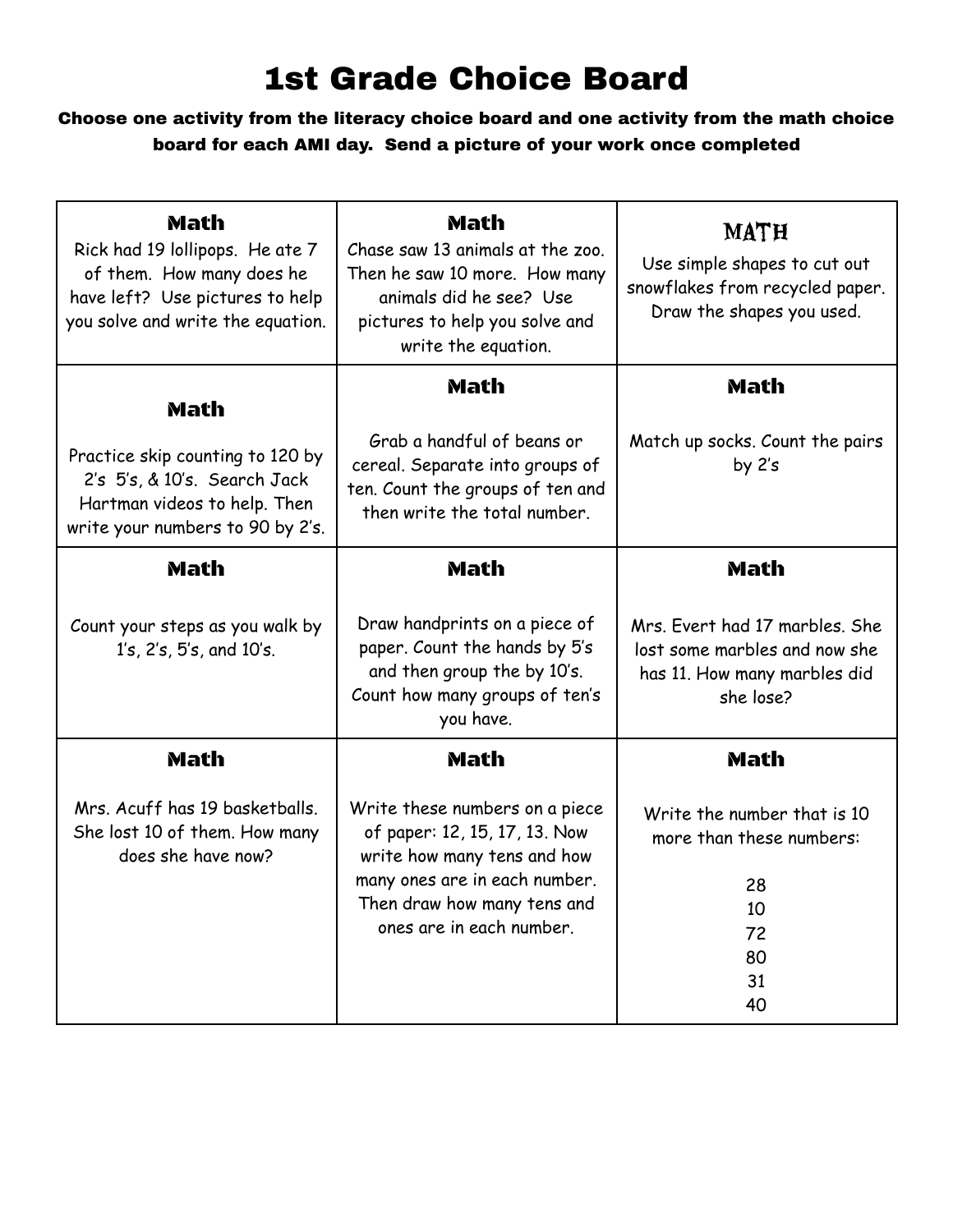# 1st Grade Choice Board

**Choose one activity from the literacy choice board and one activity from the math choice board for each AMI day. Send a picture of your work once completed**

| | | |
|---|---|---|
| **Math**<br>Rick had 19 lollipops. He ate 7 of them. How many does he have left? Use pictures to help you solve and write the equation. | **Math**<br>Chase saw 13 animals at the zoo. Then he saw 10 more. How many animals did he see? Use pictures to help you solve and write the equation. | **MATH**<br>Use simple shapes to cut out snowflakes from recycled paper. Draw the shapes you used. |
| **Math**<br>Practice skip counting to 120 by 2's 5's, & 10's. Search Jack Hartman videos to help. Then write your numbers to 90 by 2's. | **Math**<br>Grab a handful of beans or cereal. Separate into groups of ten. Count the groups of ten and then write the total number. | **Math**<br>Match up socks. Count the pairs by 2's |
| **Math**<br>Count your steps as you walk by 1's, 2's, 5's, and 10's. | **Math**<br>Draw handprints on a piece of paper. Count the hands by 5's and then group the by 10's. Count how many groups of ten's you have. | **Math**<br>Mrs. Evert had 17 marbles. She lost some marbles and now she has 11. How many marbles did she lose? |
| **Math**<br>Mrs. Acuff has 19 basketballs. She lost 10 of them. How many does she have now? | **Math**<br>Write these numbers on a piece of paper: 12, 15, 17, 13. Now write how many tens and how many ones are in each number. Then draw how many tens and ones are in each number. | **Math**<br>Write the number that is 10 more than these numbers:<br><br>28<br>10<br>72<br>80<br>31<br>40 |